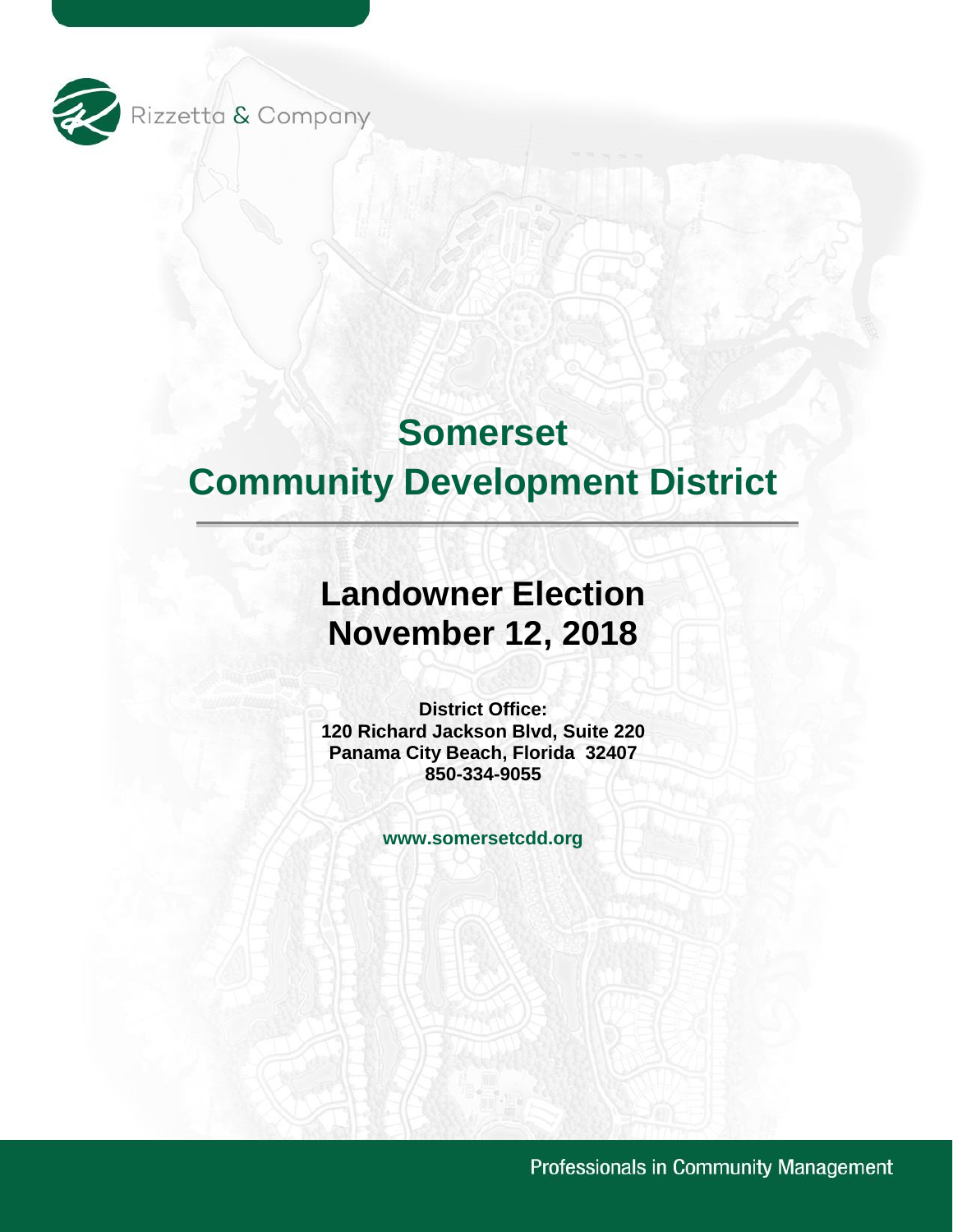Rizzetta & Company

# Somerset Community Development District

## Landowner Election November 12, 2018

**District Office:**
**120 Richard Jackson Blvd, Suite 220**
**Panama City Beach, Florida 32407**
**850-334-9055**

**www.somersetcdd.org**

Professionals in Community Management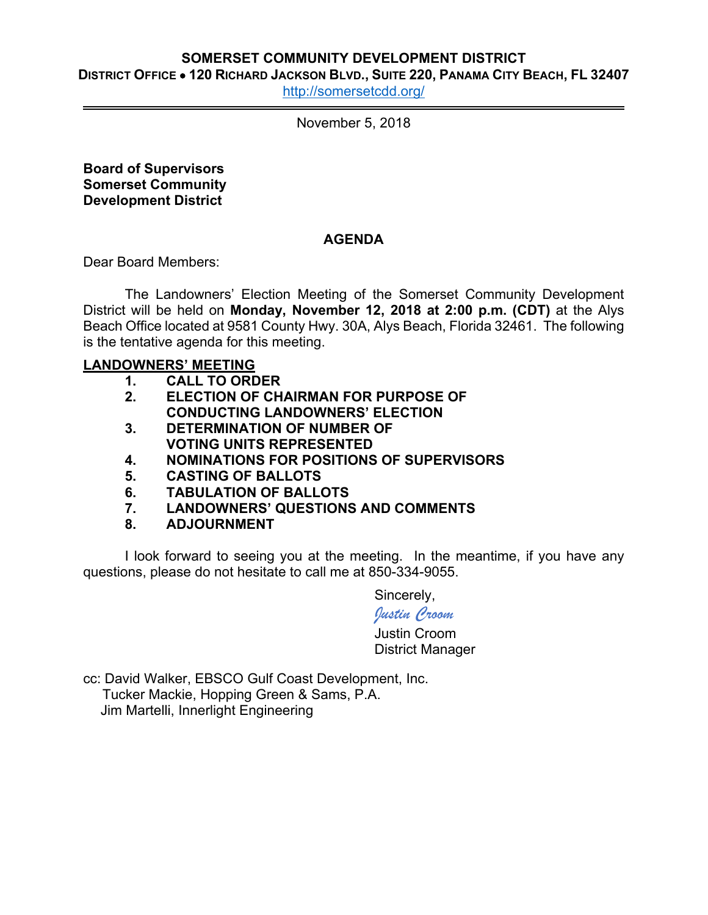**SOMERSET COMMUNITY DEVELOPMENT DISTRICT**
**DISTRICT OFFICE • 120 RICHARD JACKSON BLVD., SUITE 220, PANAMA CITY BEACH, FL 32407**
http://somersetcdd.org/

November 5, 2018

**Board of Supervisors**
**Somerset Community**
**Development District**

## AGENDA

Dear Board Members:

The Landowners' Election Meeting of the Somerset Community Development District will be held on **Monday, November 12, 2018 at 2:00 p.m. (CDT)** at the Alys Beach Office located at 9581 County Hwy. 30A, Alys Beach, Florida 32461. The following is the tentative agenda for this meeting.

**LANDOWNERS' MEETING**

1. **CALL TO ORDER**
2. **ELECTION OF CHAIRMAN FOR PURPOSE OF CONDUCTING LANDOWNERS' ELECTION**
3. **DETERMINATION OF NUMBER OF VOTING UNITS REPRESENTED**
4. **NOMINATIONS FOR POSITIONS OF SUPERVISORS**
5. **CASTING OF BALLOTS**
6. **TABULATION OF BALLOTS**
7. **LANDOWNERS' QUESTIONS AND COMMENTS**
8. **ADJOURNMENT**

I look forward to seeing you at the meeting. In the meantime, if you have any questions, please do not hesitate to call me at 850-334-9055.

Sincerely,

*Justin Croom*

Justin Croom
District Manager

cc: David Walker, EBSCO Gulf Coast Development, Inc.
Tucker Mackie, Hopping Green & Sams, P.A.
Jim Martelli, Innerlight Engineering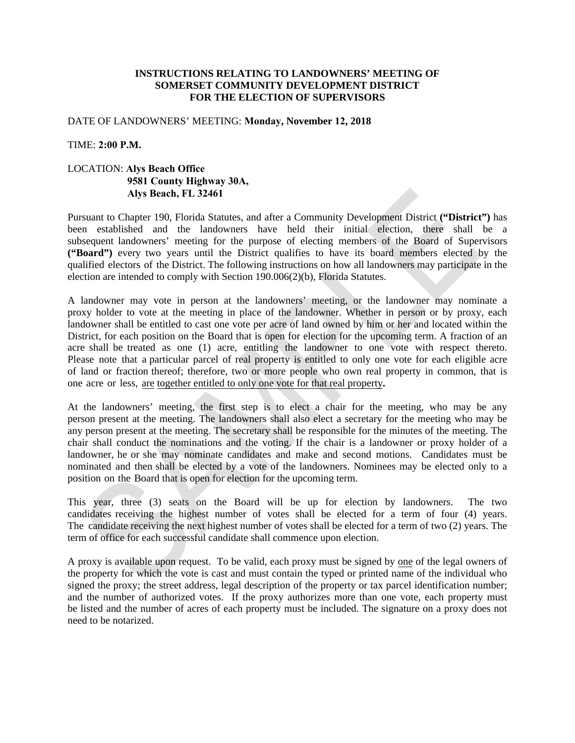**INSTRUCTIONS RELATING TO LANDOWNERS' MEETING OF SOMERSET COMMUNITY DEVELOPMENT DISTRICT FOR THE ELECTION OF SUPERVISORS**

DATE OF LANDOWNERS' MEETING: **Monday, November 12, 2018**

TIME: **2:00 P.M.**

LOCATION: **Alys Beach Office**
**9581 County Highway 30A,**
**Alys Beach, FL 32461**

Pursuant to Chapter 190, Florida Statutes, and after a Community Development District **("District")** has been established and the landowners have held their initial election, there shall be a subsequent landowners' meeting for the purpose of electing members of the Board of Supervisors **("Board")** every two years until the District qualifies to have its board members elected by the qualified electors of the District. The following instructions on how all landowners may participate in the election are intended to comply with Section 190.006(2)(b), Florida Statutes.

A landowner may vote in person at the landowners' meeting, or the landowner may nominate a proxy holder to vote at the meeting in place of the landowner. Whether in person or by proxy, each landowner shall be entitled to cast one vote per acre of land owned by him or her and located within the District, for each position on the Board that is open for election for the upcoming term. A fraction of an acre shall be treated as one (1) acre, entitling the landowner to one vote with respect thereto. Please note that a particular parcel of real property is entitled to only one vote for each eligible acre of land or fraction thereof; therefore, two or more people who own real property in common, that is one acre or less, are together entitled to only one vote for that real property**.**

At the landowners' meeting, the first step is to elect a chair for the meeting, who may be any person present at the meeting. The landowners shall also elect a secretary for the meeting who may be any person present at the meeting. The secretary shall be responsible for the minutes of the meeting. The chair shall conduct the nominations and the voting. If the chair is a landowner or proxy holder of a landowner, he or she may nominate candidates and make and second motions. Candidates must be nominated and then shall be elected by a vote of the landowners. Nominees may be elected only to a position on the Board that is open for election for the upcoming term.

This year, three (3) seats on the Board will be up for election by landowners. The two candidates receiving the highest number of votes shall be elected for a term of four (4) years. The candidate receiving the next highest number of votes shall be elected for a term of two (2) years. The term of office for each successful candidate shall commence upon election.

A proxy is available upon request. To be valid, each proxy must be signed by one of the legal owners of the property for which the vote is cast and must contain the typed or printed name of the individual who signed the proxy; the street address, legal description of the property or tax parcel identification number; and the number of authorized votes. If the proxy authorizes more than one vote, each property must be listed and the number of acres of each property must be included. The signature on a proxy does not need to be notarized.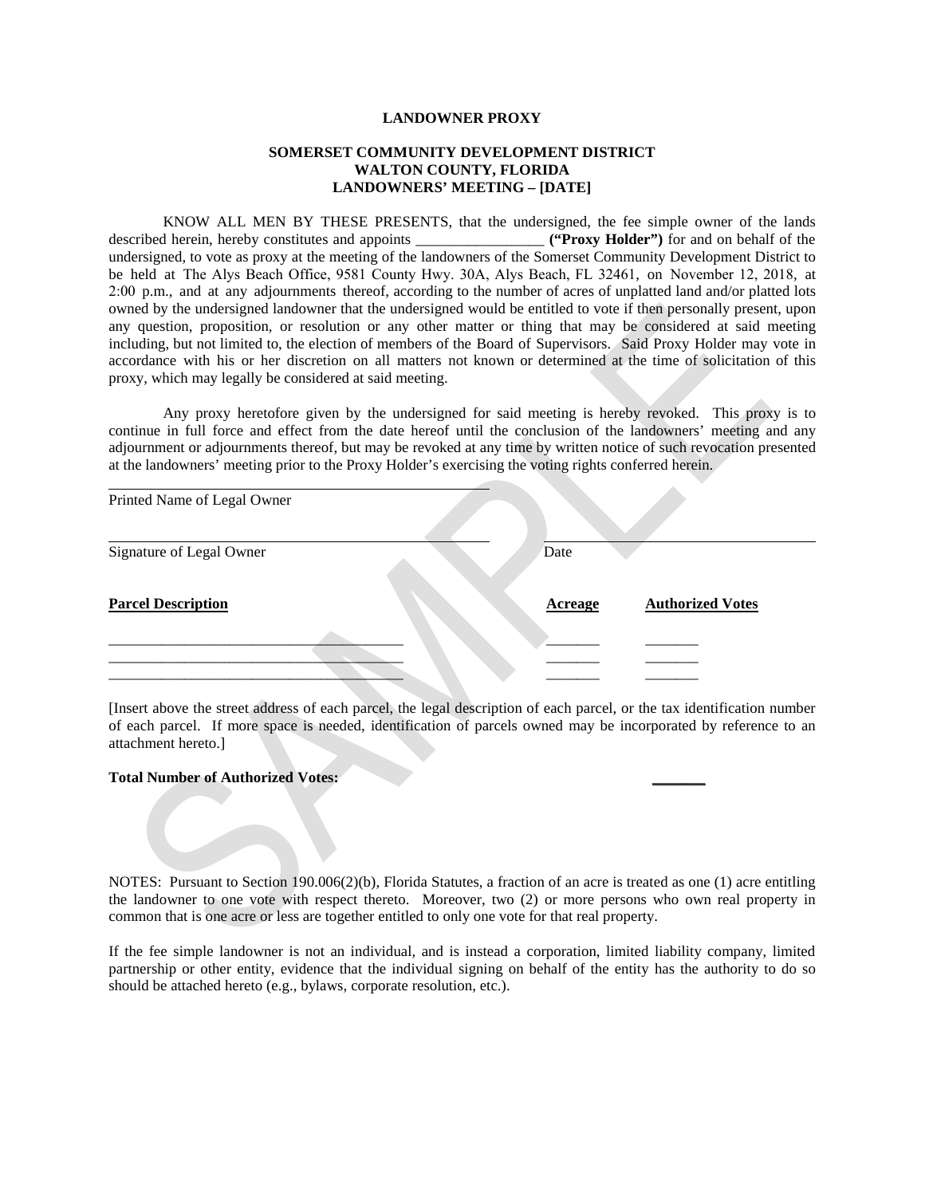**LANDOWNER PROXY**

**SOMERSET COMMUNITY DEVELOPMENT DISTRICT**
**WALTON COUNTY, FLORIDA**
**LANDOWNERS' MEETING – [DATE]**

KNOW ALL MEN BY THESE PRESENTS, that the undersigned, the fee simple owner of the lands described herein, hereby constitutes and appoints _________________ **("Proxy Holder")** for and on behalf of the undersigned, to vote as proxy at the meeting of the landowners of the Somerset Community Development District to be held at The Alys Beach Office, 9581 County Hwy. 30A, Alys Beach, FL 32461, on November 12, 2018, at 2:00 p.m., and at any adjournments thereof, according to the number of acres of unplatted land and/or platted lots owned by the undersigned landowner that the undersigned would be entitled to vote if then personally present, upon any question, proposition, or resolution or any other matter or thing that may be considered at said meeting including, but not limited to, the election of members of the Board of Supervisors. Said Proxy Holder may vote in accordance with his or her discretion on all matters not known or determined at the time of solicitation of this proxy, which may legally be considered at said meeting.

Any proxy heretofore given by the undersigned for said meeting is hereby revoked. This proxy is to continue in full force and effect from the date hereof until the conclusion of the landowners' meeting and any adjournment or adjournments thereof, but may be revoked at any time by written notice of such revocation presented at the landowners' meeting prior to the Proxy Holder's exercising the voting rights conferred herein.

______________________________________________
Printed Name of Legal Owner

______________________________________________ ______________________________
Signature of Legal Owner Date

| **Parcel Description** | **Acreage** | **Authorized Votes** |
|---|---|---|
| ______________________________________ | _______ | _______ |
| ______________________________________ | _______ | _______ |
| ______________________________________ | _______ | _______ |

[Insert above the street address of each parcel, the legal description of each parcel, or the tax identification number of each parcel. If more space is needed, identification of parcels owned may be incorporated by reference to an attachment hereto.]

**Total Number of Authorized Votes:** _______

NOTES: Pursuant to Section 190.006(2)(b), Florida Statutes, a fraction of an acre is treated as one (1) acre entitling the landowner to one vote with respect thereto. Moreover, two (2) or more persons who own real property in common that is one acre or less are together entitled to only one vote for that real property.

If the fee simple landowner is not an individual, and is instead a corporation, limited liability company, limited partnership or other entity, evidence that the individual signing on behalf of the entity has the authority to do so should be attached hereto (e.g., bylaws, corporate resolution, etc.).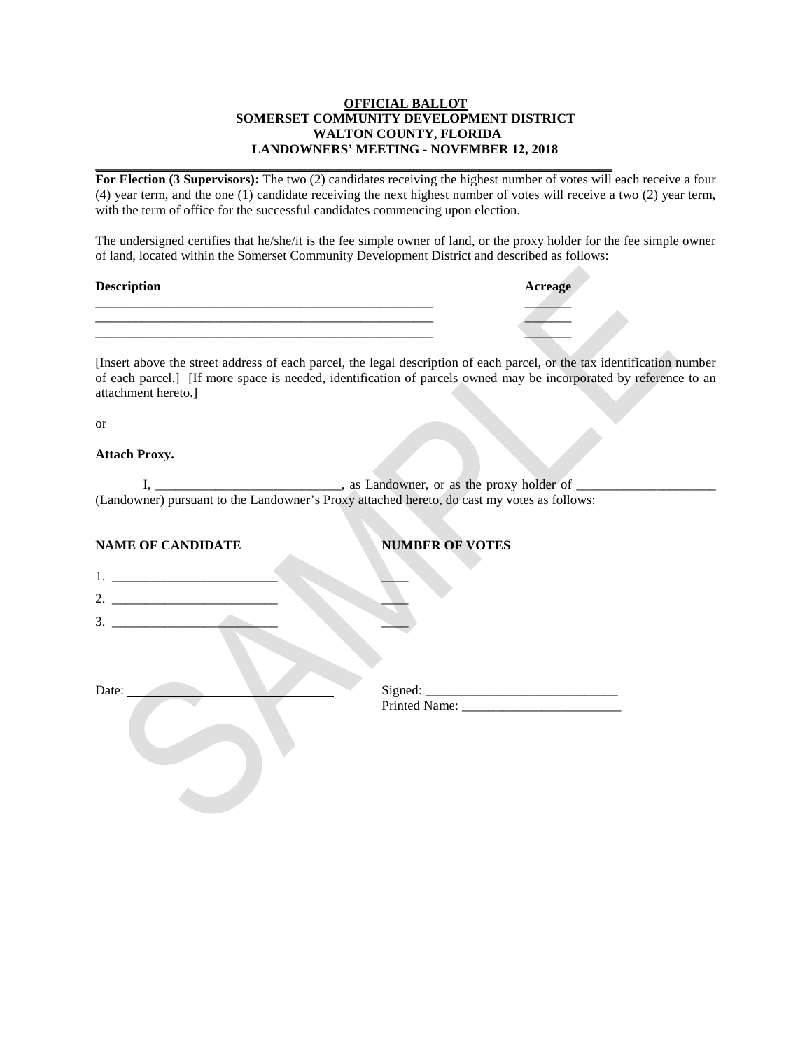**OFFICIAL BALLOT**
**SOMERSET COMMUNITY DEVELOPMENT DISTRICT**
**WALTON COUNTY, FLORIDA**
**LANDOWNERS' MEETING - NOVEMBER 12, 2018**

---

**For Election (3 Supervisors):** The two (2) candidates receiving the highest number of votes will each receive a four (4) year term, and the one (1) candidate receiving the next highest number of votes will receive a two (2) year term, with the term of office for the successful candidates commencing upon election.

The undersigned certifies that he/she/it is the fee simple owner of land, or the proxy holder for the fee simple owner of land, located within the Somerset Community Development District and described as follows:

| **Description** | **Acreage** |
|---|---|
| _____________________________________________________ | _______ |
| _____________________________________________________ | _______ |
| _____________________________________________________ | _______ |

[Insert above the street address of each parcel, the legal description of each parcel, or the tax identification number of each parcel.] [If more space is needed, identification of parcels owned may be incorporated by reference to an attachment hereto.]

or

**Attach Proxy.**

I, ___________________________, as Landowner, or as the proxy holder of _____________________ (Landowner) pursuant to the Landowner's Proxy attached hereto, do cast my votes as follows:

| **NAME OF CANDIDATE** | **NUMBER OF VOTES** |
|---|---|
| 1. _________________________ | ____ |
| 2. _________________________ | ____ |
| 3. _________________________ | ____ |

Date: ________________________________

Signed: _____________________________

Printed Name: ________________________

SAMPLE